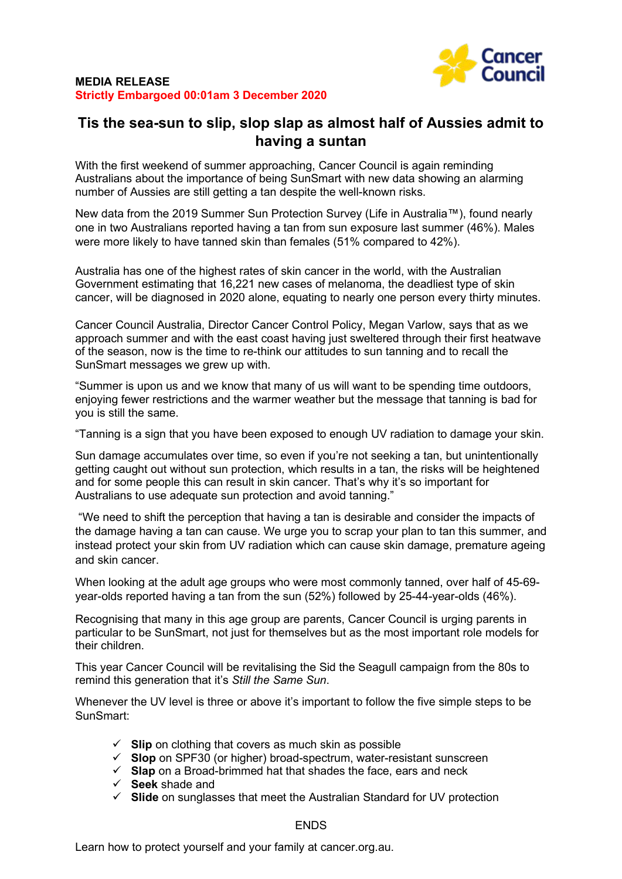**MEDIA RELEASE**
**Strictly Embargoed 00:01am 3 December 2020**

# Tis the sea-sun to slip, slop slap as almost half of Aussies admit to having a suntan

With the first weekend of summer approaching, Cancer Council is again reminding Australians about the importance of being SunSmart with new data showing an alarming number of Aussies are still getting a tan despite the well-known risks.

New data from the 2019 Summer Sun Protection Survey (Life in Australia™), found nearly one in two Australians reported having a tan from sun exposure last summer (46%). Males were more likely to have tanned skin than females (51% compared to 42%).

Australia has one of the highest rates of skin cancer in the world, with the Australian Government estimating that 16,221 new cases of melanoma, the deadliest type of skin cancer, will be diagnosed in 2020 alone, equating to nearly one person every thirty minutes.

Cancer Council Australia, Director Cancer Control Policy, Megan Varlow, says that as we approach summer and with the east coast having just sweltered through their first heatwave of the season, now is the time to re-think our attitudes to sun tanning and to recall the SunSmart messages we grew up with.

"Summer is upon us and we know that many of us will want to be spending time outdoors, enjoying fewer restrictions and the warmer weather but the message that tanning is bad for you is still the same.

"Tanning is a sign that you have been exposed to enough UV radiation to damage your skin.

Sun damage accumulates over time, so even if you're not seeking a tan, but unintentionally getting caught out without sun protection, which results in a tan, the risks will be heightened and for some people this can result in skin cancer. That's why it's so important for Australians to use adequate sun protection and avoid tanning."

"We need to shift the perception that having a tan is desirable and consider the impacts of the damage having a tan can cause. We urge you to scrap your plan to tan this summer, and instead protect your skin from UV radiation which can cause skin damage, premature ageing and skin cancer.

When looking at the adult age groups who were most commonly tanned, over half of 45-69-year-olds reported having a tan from the sun (52%) followed by 25-44-year-olds (46%).

Recognising that many in this age group are parents, Cancer Council is urging parents in particular to be SunSmart, not just for themselves but as the most important role models for their children.

This year Cancer Council will be revitalising the Sid the Seagull campaign from the 80s to remind this generation that it's *Still the Same Sun*.

Whenever the UV level is three or above it's important to follow the five simple steps to be SunSmart:

- ✓ **Slip** on clothing that covers as much skin as possible
- ✓ **Slop** on SPF30 (or higher) broad-spectrum, water-resistant sunscreen
- ✓ **Slap** on a Broad-brimmed hat that shades the face, ears and neck
- ✓ **Seek** shade and
- ✓ **Slide** on sunglasses that meet the Australian Standard for UV protection

ENDS

Learn how to protect yourself and your family at cancer.org.au.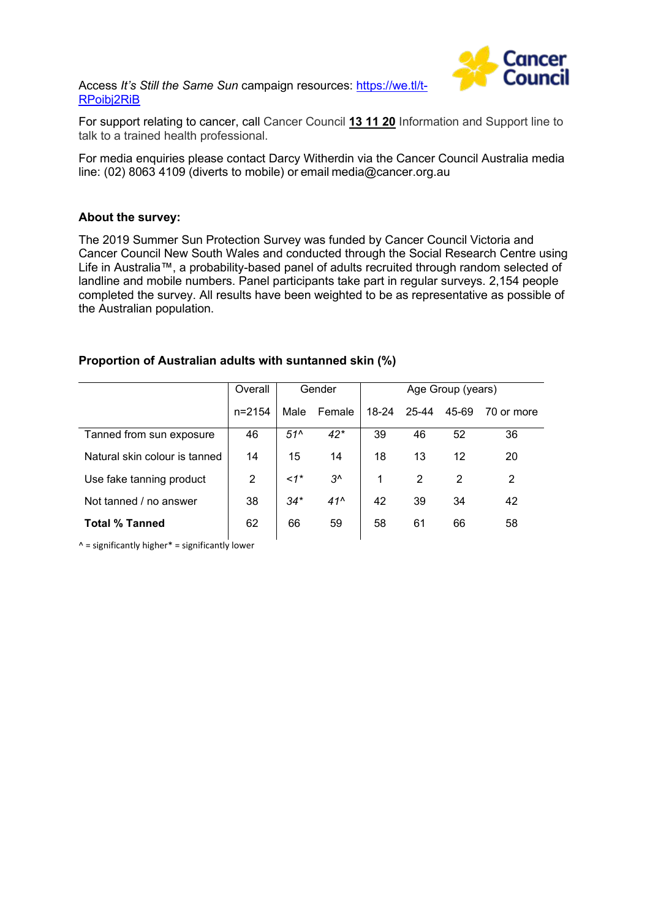Access *It's Still the Same Sun* campaign resources: [https://we.tl/t-RPoibj2RiB](https://we.tl/t-RPoibj2RiB)

For support relating to cancer, call Cancer Council **13 11 20** Information and Support line to talk to a trained health professional.

For media enquiries please contact Darcy Witherdin via the Cancer Council Australia media line: (02) 8063 4109 (diverts to mobile) or email media@cancer.org.au

**About the survey:**

The 2019 Summer Sun Protection Survey was funded by Cancer Council Victoria and Cancer Council New South Wales and conducted through the Social Research Centre using Life in Australia™, a probability-based panel of adults recruited through random selected of landline and mobile numbers. Panel participants take part in regular surveys. 2,154 people completed the survey. All results have been weighted to be as representative as possible of the Australian population.

**Proportion of Australian adults with suntanned skin (%)**

| | Overall | Gender | | Age Group (years) | | | |
|---|---|---|---|---|---|---|---|
| | n=2154 | Male | Female | 18-24 | 25-44 | 45-69 | 70 or more |
| Tanned from sun exposure | 46 | *51^* | *42** | 39 | 46 | 52 | 36 |
| Natural skin colour is tanned | 14 | 15 | 14 | 18 | 13 | 12 | 20 |
| Use fake tanning product | 2 | *<1** | *3^* | 1 | 2 | 2 | 2 |
| Not tanned / no answer | 38 | *34** | *41^* | 42 | 39 | 34 | 42 |
| **Total % Tanned** | 62 | 66 | 59 | 58 | 61 | 66 | 58 |

^ = significantly higher* = significantly lower